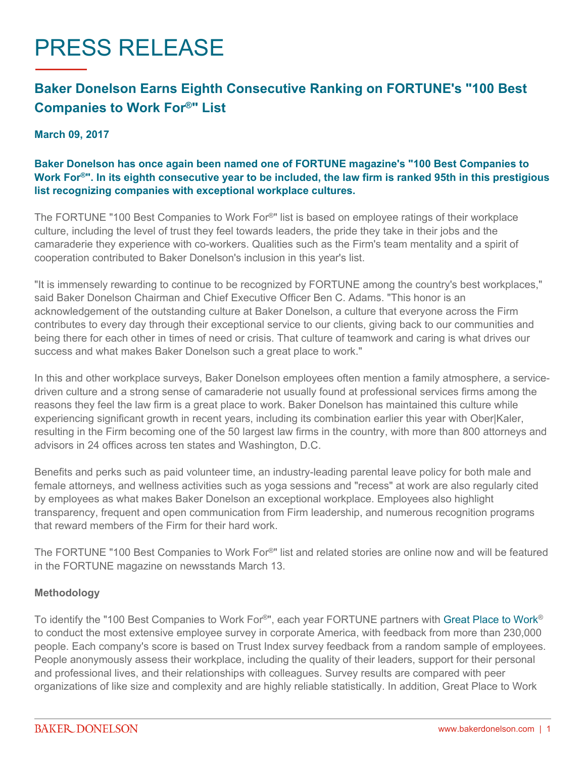# PRESS RELEASE

## Baker Donelson Earns Eighth Consecutive Ranking on FORTUNE's "100 Best Companies to Work For®" List

**March 09, 2017**

**Baker Donelson has once again been named one of FORTUNE magazine's "100 Best Companies to Work For®". In its eighth consecutive year to be included, the law firm is ranked 95th in this prestigious list recognizing companies with exceptional workplace cultures.**

The FORTUNE "100 Best Companies to Work For®" list is based on employee ratings of their workplace culture, including the level of trust they feel towards leaders, the pride they take in their jobs and the camaraderie they experience with co-workers. Qualities such as the Firm's team mentality and a spirit of cooperation contributed to Baker Donelson's inclusion in this year's list.

"It is immensely rewarding to continue to be recognized by FORTUNE among the country's best workplaces," said Baker Donelson Chairman and Chief Executive Officer Ben C. Adams. "This honor is an acknowledgement of the outstanding culture at Baker Donelson, a culture that everyone across the Firm contributes to every day through their exceptional service to our clients, giving back to our communities and being there for each other in times of need or crisis. That culture of teamwork and caring is what drives our success and what makes Baker Donelson such a great place to work."

In this and other workplace surveys, Baker Donelson employees often mention a family atmosphere, a service-driven culture and a strong sense of camaraderie not usually found at professional services firms among the reasons they feel the law firm is a great place to work. Baker Donelson has maintained this culture while experiencing significant growth in recent years, including its combination earlier this year with Ober|Kaler, resulting in the Firm becoming one of the 50 largest law firms in the country, with more than 800 attorneys and advisors in 24 offices across ten states and Washington, D.C.

Benefits and perks such as paid volunteer time, an industry-leading parental leave policy for both male and female attorneys, and wellness activities such as yoga sessions and "recess" at work are also regularly cited by employees as what makes Baker Donelson an exceptional workplace. Employees also highlight transparency, frequent and open communication from Firm leadership, and numerous recognition programs that reward members of the Firm for their hard work.

The FORTUNE "100 Best Companies to Work For®" list and related stories are online now and will be featured in the FORTUNE magazine on newsstands March 13.

**Methodology**

To identify the "100 Best Companies to Work For®", each year FORTUNE partners with Great Place to Work® to conduct the most extensive employee survey in corporate America, with feedback from more than 230,000 people. Each company's score is based on Trust Index survey feedback from a random sample of employees. People anonymously assess their workplace, including the quality of their leaders, support for their personal and professional lives, and their relationships with colleagues. Survey results are compared with peer organizations of like size and complexity and are highly reliable statistically. In addition, Great Place to Work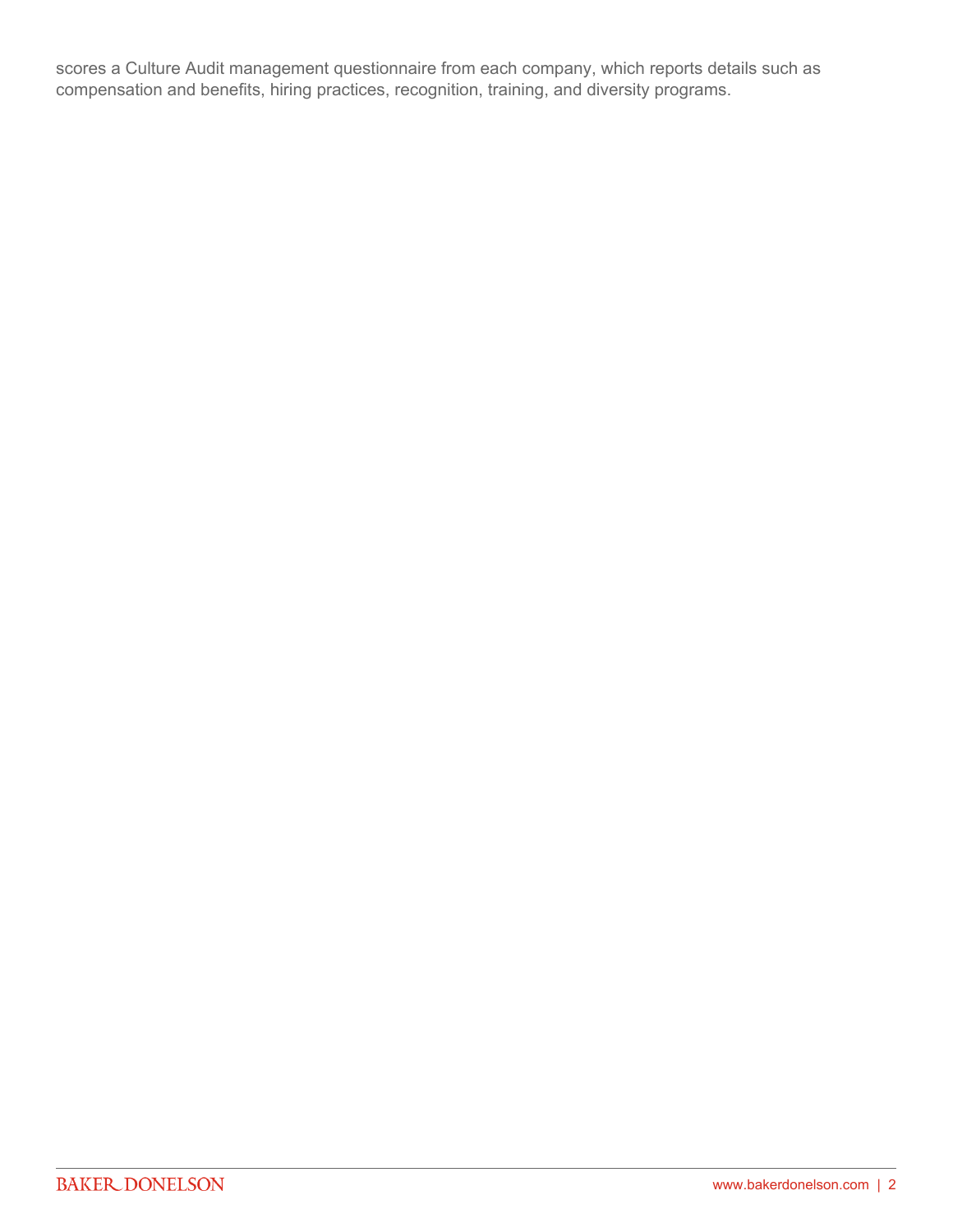scores a Culture Audit management questionnaire from each company, which reports details such as compensation and benefits, hiring practices, recognition, training, and diversity programs.